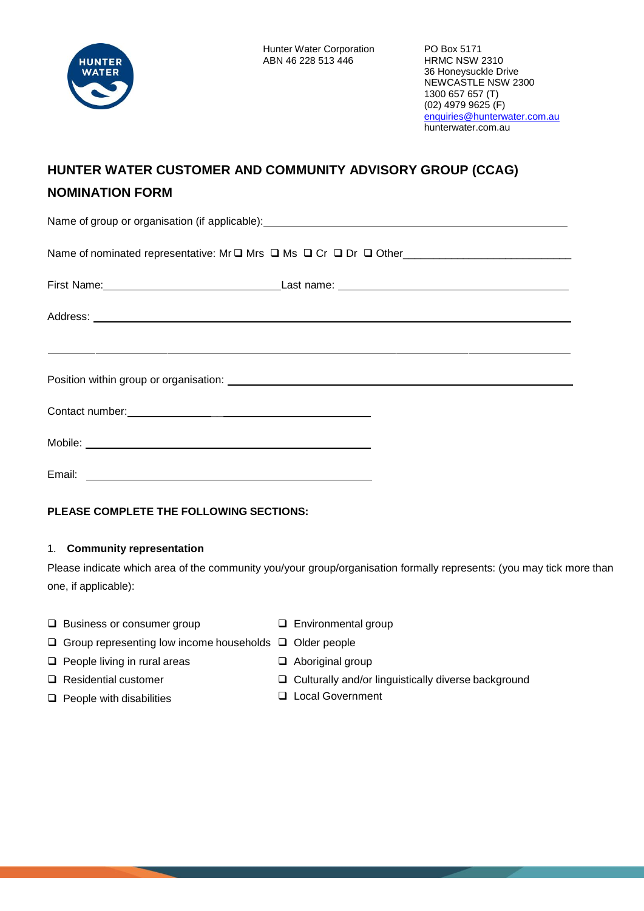Hunter Water Corporation
ABN 46 228 513 446

PO Box 5171
HRMC NSW 2310
36 Honeysuckle Drive
NEWCASTLE NSW 2300
1300 657 657 (T)
(02) 4979 9625 (F)
enquiries@hunterwater.com.au
hunterwater.com.au

# HUNTER WATER CUSTOMER AND COMMUNITY ADVISORY GROUP (CCAG) NOMINATION FORM

Name of group or organisation (if applicable): ____________________________________________

Name of nominated representative: Mr ❑ Mrs ❑ Ms ❑ Cr ❑ Dr ❑ Other____________________________

First Name: ______________________________ Last name: ______________________________________

Address: ____________________________________________________________________________

_____________________________________________________________________________________

Position within group or organisation: ______________________________________________________

Contact number: ______________________________

Mobile: ______________________________

Email: ______________________________

**PLEASE COMPLETE THE FOLLOWING SECTIONS:**

1. **Community representation**

Please indicate which area of the community you/your group/organisation formally represents: (you may tick more than one, if applicable):

- ❑ Business or consumer group
- ❑ Group representing low income households
- ❑ People living in rural areas
- ❑ Residential customer
- ❑ People with disabilities
- ❑ Environmental group
- ❑ Older people
- ❑ Aboriginal group
- ❑ Culturally and/or linguistically diverse background
- ❑ Local Government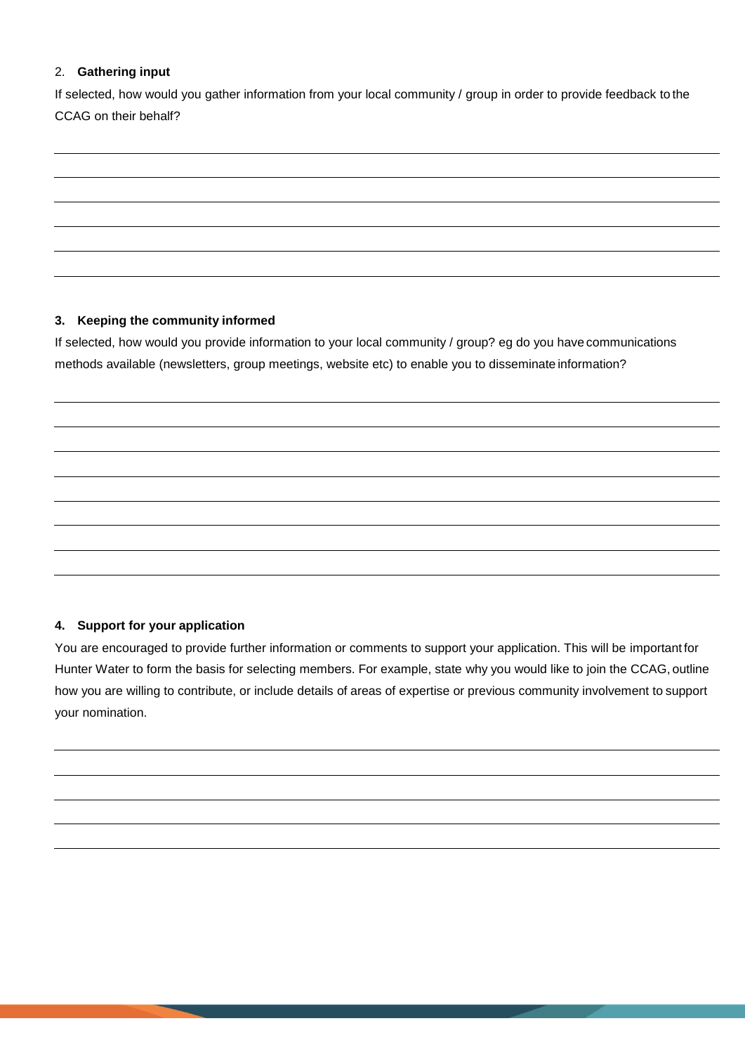2. **Gathering input**

If selected, how would you gather information from your local community / group in order to provide feedback to the CCAG on their behalf?

3. **Keeping the community informed**

If selected, how would you provide information to your local community / group? eg do you have communications methods available (newsletters, group meetings, website etc) to enable you to disseminate information?

4. **Support for your application**

You are encouraged to provide further information or comments to support your application. This will be important for Hunter Water to form the basis for selecting members. For example, state why you would like to join the CCAG, outline how you are willing to contribute, or include details of areas of expertise or previous community involvement to support your nomination.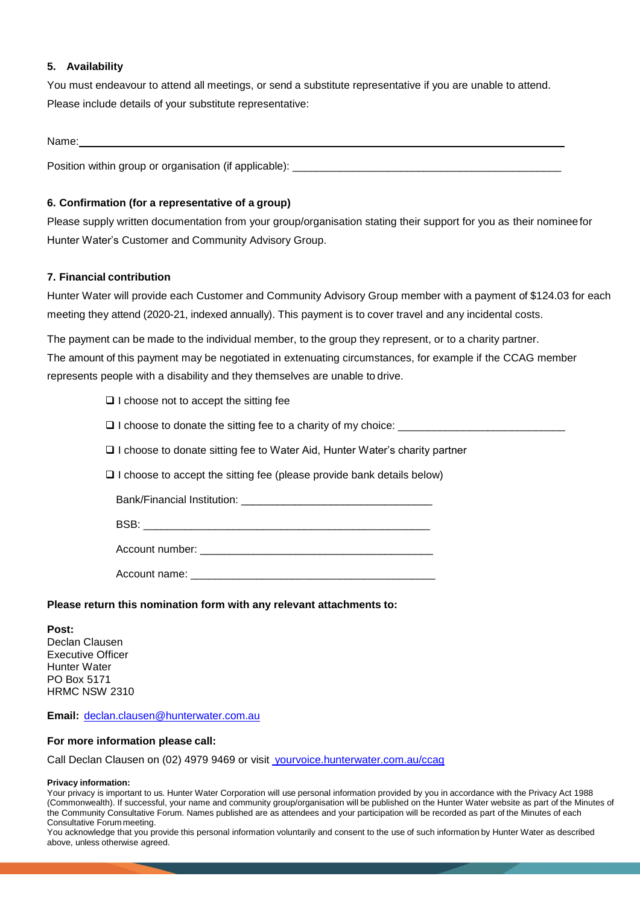### 5. Availability

You must endeavour to attend all meetings, or send a substitute representative if you are unable to attend. Please include details of your substitute representative:

Name: ____________________________________________________________________________

Position within group or organisation (if applicable): _______________________________________________

### 6. Confirmation (for a representative of a group)

Please supply written documentation from your group/organisation stating their support for you as their nominee for Hunter Water's Customer and Community Advisory Group.

### 7. Financial contribution

Hunter Water will provide each Customer and Community Advisory Group member with a payment of $124.03 for each meeting they attend (2020-21, indexed annually). This payment is to cover travel and any incidental costs.

The payment can be made to the individual member, to the group they represent, or to a charity partner. The amount of this payment may be negotiated in extenuating circumstances, for example if the CCAG member represents people with a disability and they themselves are unable to drive.

- ❑ I choose not to accept the sitting fee
- ❑ I choose to donate the sitting fee to a charity of my choice: ____________________________
- ❑ I choose to donate sitting fee to Water Aid, Hunter Water's charity partner
- ❑ I choose to accept the sitting fee (please provide bank details below)

Bank/Financial Institution: ________________________________

BSB: ________________________________________________

Account number: _______________________________________

Account name: __________________________________________

**Please return this nomination form with any relevant attachments to:**

**Post:**
Declan Clausen
Executive Officer
Hunter Water
PO Box 5171
HRMC NSW 2310

**Email:** declan.clausen@hunterwater.com.au

**For more information please call:**

Call Declan Clausen on (02) 4979 9469 or visit yourvoice.hunterwater.com.au/ccag

**Privacy information:**
Your privacy is important to us. Hunter Water Corporation will use personal information provided by you in accordance with the Privacy Act 1988 (Commonwealth). If successful, your name and community group/organisation will be published on the Hunter Water website as part of the Minutes of the Community Consultative Forum. Names published are as attendees and your participation will be recorded as part of the Minutes of each Consultative Forum meeting.
You acknowledge that you provide this personal information voluntarily and consent to the use of such information by Hunter Water as described above, unless otherwise agreed.